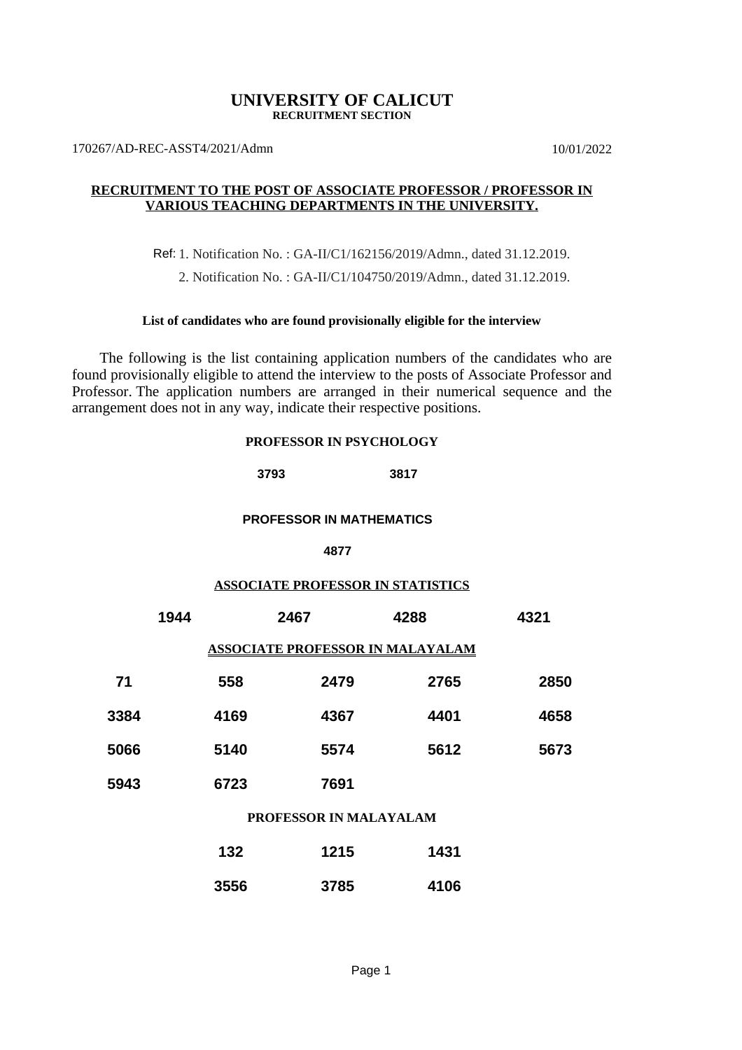# UNIVERSITY OF CALICUT
**RECRUITMENT SECTION**

170267/AD-REC-ASST4/2021/Admn 10/01/2022

**RECRUITMENT TO THE POST OF ASSOCIATE PROFESSOR / PROFESSOR IN VARIOUS TEACHING DEPARTMENTS IN THE UNIVERSITY.**

Ref: 1. Notification No. : GA-II/C1/162156/2019/Admn., dated 31.12.2019.
2. Notification No. : GA-II/C1/104750/2019/Admn., dated 31.12.2019.

**List of candidates who are found provisionally eligible for the interview**

The following is the list containing application numbers of the candidates who are found provisionally eligible to attend the interview to the posts of Associate Professor and Professor. The application numbers are arranged in their numerical sequence and the arrangement does not in any way, indicate their respective positions.

**PROFESSOR IN PSYCHOLOGY**

**3793** **3817**

**PROFESSOR IN MATHEMATICS**

**4877**

**ASSOCIATE PROFESSOR IN STATISTICS**

**1944** **2467** **4288** **4321**

**ASSOCIATE PROFESSOR IN MALAYALAM**

| | | | | |
|---|---|---|---|---|
| 71 | 558 | 2479 | 2765 | 2850 |
| 3384 | 4169 | 4367 | 4401 | 4658 |
| 5066 | 5140 | 5574 | 5612 | 5673 |
| 5943 | 6723 | 7691 | | |

**PROFESSOR IN MALAYALAM**

| | | |
|---|---|---|
| 132 | 1215 | 1431 |
| 3556 | 3785 | 4106 |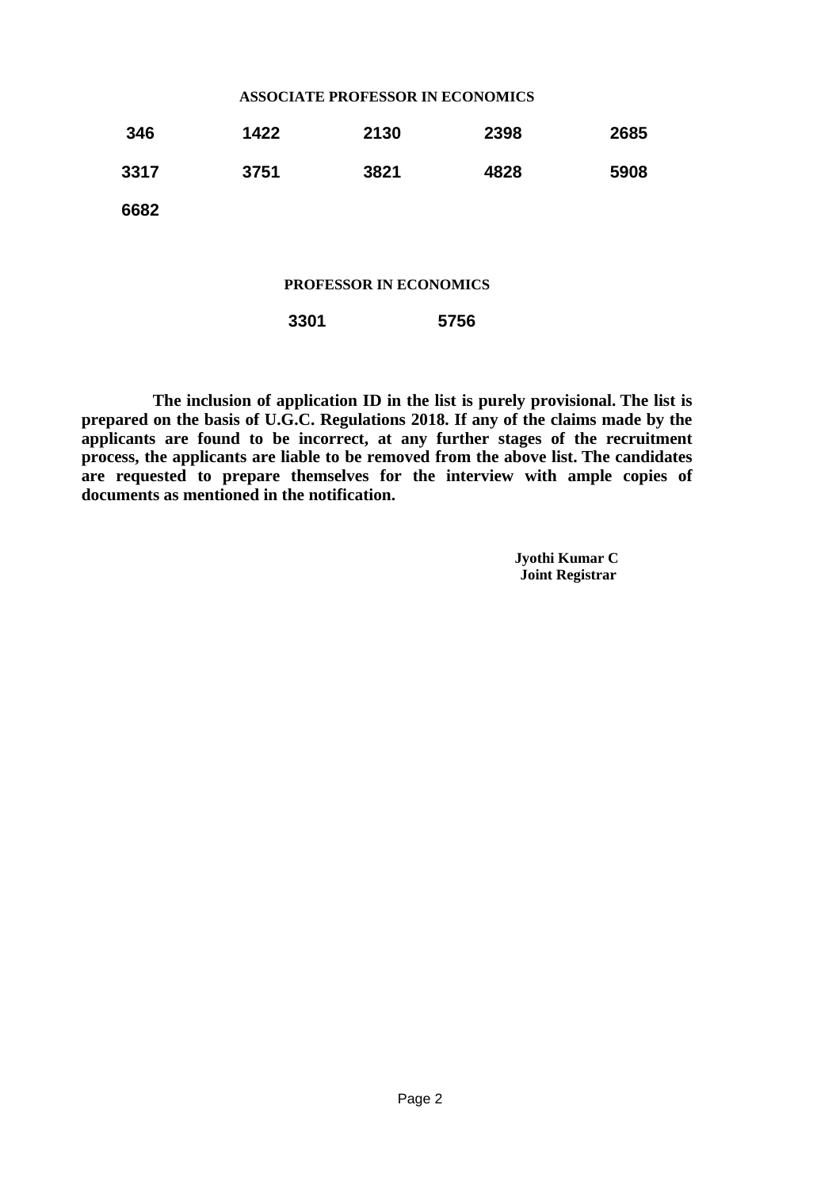**ASSOCIATE PROFESSOR IN ECONOMICS**

| | | | | |
|---|---|---|---|---|
| **346** | **1422** | **2130** | **2398** | **2685** |
| **3317** | **3751** | **3821** | **4828** | **5908** |
| **6682** | | | | |

**PROFESSOR IN ECONOMICS**

| | |
|---|---|
| **3301** | **5756** |

**The inclusion of application ID in the list is purely provisional. The list is prepared on the basis of U.G.C. Regulations 2018. If any of the claims made by the applicants are found to be incorrect, at any further stages of the recruitment process, the applicants are liable to be removed from the above list. The candidates are requested to prepare themselves for the interview with ample copies of documents as mentioned in the notification.**

**Jyothi Kumar C**
**Joint Registrar**